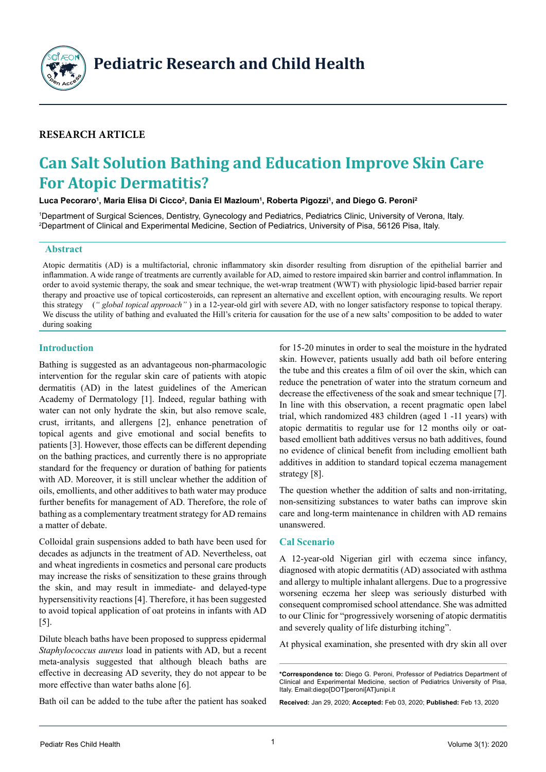**RESEARCH ARTICLE**

# Can Salt Solution Bathing and Education Improve Skin Care For Atopic Dermatitis?

**Luca Pecoraro[1], Maria Elisa Di Cicco[2], Dania El Mazloum[1], Roberta Pigozzi[1], and Diego G. Peroni[2]**

[1]Department of Surgical Sciences, Dentistry, Gynecology and Pediatrics, Pediatrics Clinic, University of Verona, Italy.
[2]Department of Clinical and Experimental Medicine, Section of Pediatrics, University of Pisa, 56126 Pisa, Italy.

## Abstract

Atopic dermatitis (AD) is a multifactorial, chronic inflammatory skin disorder resulting from disruption of the epithelial barrier and inflammation. A wide range of treatments are currently available for AD, aimed to restore impaired skin barrier and control inflammation. In order to avoid systemic therapy, the soak and smear technique, the wet-wrap treatment (WWT) with physiologic lipid-based barrier repair therapy and proactive use of topical corticosteroids, can represent an alternative and excellent option, with encouraging results. We report this strategy (*" global topical approach"* ) in a 12-year-old girl with severe AD, with no longer satisfactory response to topical therapy. We discuss the utility of bathing and evaluated the Hill's criteria for causation for the use of a new salts' composition to be added to water during soaking

## Introduction

Bathing is suggested as an advantageous non-pharmacologic intervention for the regular skin care of patients with atopic dermatitis (AD) in the latest guidelines of the American Academy of Dermatology [1]. Indeed, regular bathing with water can not only hydrate the skin, but also remove scale, crust, irritants, and allergens [2], enhance penetration of topical agents and give emotional and social benefits to patients [3]. However, those effects can be different depending on the bathing practices, and currently there is no appropriate standard for the frequency or duration of bathing for patients with AD. Moreover, it is still unclear whether the addition of oils, emollients, and other additives to bath water may produce further benefits for management of AD. Therefore, the role of bathing as a complementary treatment strategy for AD remains a matter of debate.

Colloidal grain suspensions added to bath have been used for decades as adjuncts in the treatment of AD. Nevertheless, oat and wheat ingredients in cosmetics and personal care products may increase the risks of sensitization to these grains through the skin, and may result in immediate- and delayed-type hypersensitivity reactions [4]. Therefore, it has been suggested to avoid topical application of oat proteins in infants with AD [5].

Dilute bleach baths have been proposed to suppress epidermal *Staphylococcus aureus* load in patients with AD, but a recent meta-analysis suggested that although bleach baths are effective in decreasing AD severity, they do not appear to be more effective than water baths alone [6].

Bath oil can be added to the tube after the patient has soaked for 15-20 minutes in order to seal the moisture in the hydrated skin. However, patients usually add bath oil before entering the tube and this creates a film of oil over the skin, which can reduce the penetration of water into the stratum corneum and decrease the effectiveness of the soak and smear technique [7]. In line with this observation, a recent pragmatic open label trial, which randomized 483 children (aged 1 -11 years) with atopic dermatitis to regular use for 12 months oily or oat-based emollient bath additives versus no bath additives, found no evidence of clinical benefit from including emollient bath additives in addition to standard topical eczema management strategy [8].

The question whether the addition of salts and non-irritating, non-sensitizing substances to water baths can improve skin care and long-term maintenance in children with AD remains unanswered.

## Cal Scenario

A 12-year-old Nigerian girl with eczema since infancy, diagnosed with atopic dermatitis (AD) associated with asthma and allergy to multiple inhalant allergens. Due to a progressive worsening eczema her sleep was seriously disturbed with consequent compromised school attendance. She was admitted to our Clinic for "progressively worsening of atopic dermatitis and severely quality of life disturbing itching".

At physical examination, she presented with dry skin all over

**\*Correspondence to:** Diego G. Peroni, Professor of Pediatrics Department of Clinical and Experimental Medicine, section of Pediatrics University of Pisa, Italy. Email:diego[DOT]peroni[AT]unipi.it

**Received:** Jan 29, 2020; **Accepted:** Feb 03, 2020; **Published:** Feb 13, 2020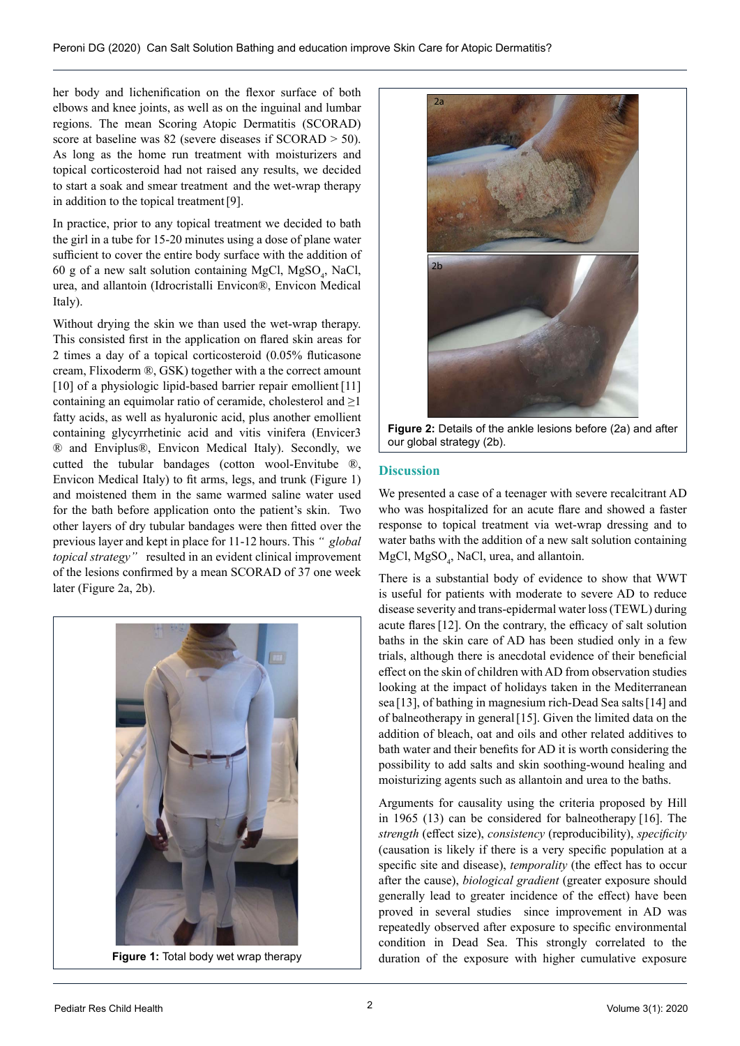her body and lichenification on the flexor surface of both elbows and knee joints, as well as on the inguinal and lumbar regions. The mean Scoring Atopic Dermatitis (SCORAD) score at baseline was 82 (severe diseases if SCORAD > 50). As long as the home run treatment with moisturizers and topical corticosteroid had not raised any results, we decided to start a soak and smear treatment and the wet-wrap therapy in addition to the topical treatment [9].

In practice, prior to any topical treatment we decided to bath the girl in a tube for 15-20 minutes using a dose of plane water sufficient to cover the entire body surface with the addition of 60 g of a new salt solution containing MgCl, $MgSO_4$, NaCl, urea, and allantoin (Idrocristalli Envicon®, Envicon Medical Italy).

Without drying the skin we than used the wet-wrap therapy. This consisted first in the application on flared skin areas for 2 times a day of a topical corticosteroid (0.05% fluticasone cream, Flixoderm ®, GSK) together with a the correct amount [10] of a physiologic lipid-based barrier repair emollient [11] containing an equimolar ratio of ceramide, cholesterol and ≥1 fatty acids, as well as hyaluronic acid, plus another emollient containing glycyrrhetinic acid and vitis vinifera (Envicer3 ® and Enviplus®, Envicon Medical Italy). Secondly, we cutted the tubular bandages (cotton wool-Envitube ®, Envicon Medical Italy) to fit arms, legs, and trunk (Figure 1) and moistened them in the same warmed saline water used for the bath before application onto the patient's skin. Two other layers of dry tubular bandages were then fitted over the previous layer and kept in place for 11-12 hours. This *" global topical strategy"* resulted in an evident clinical improvement of the lesions confirmed by a mean SCORAD of 37 one week later (Figure 2a, 2b).

**Figure 1:** Total body wet wrap therapy

**Figure 2:** Details of the ankle lesions before (2a) and after our global strategy (2b).

## Discussion

We presented a case of a teenager with severe recalcitrant AD who was hospitalized for an acute flare and showed a faster response to topical treatment via wet-wrap dressing and to water baths with the addition of a new salt solution containing MgCl, $MgSO_4$, NaCl, urea, and allantoin.

There is a substantial body of evidence to show that WWT is useful for patients with moderate to severe AD to reduce disease severity and trans-epidermal water loss (TEWL) during acute flares [12]. On the contrary, the efficacy of salt solution baths in the skin care of AD has been studied only in a few trials, although there is anecdotal evidence of their beneficial effect on the skin of children with AD from observation studies looking at the impact of holidays taken in the Mediterranean sea [13], of bathing in magnesium rich-Dead Sea salts [14] and of balneotherapy in general [15]. Given the limited data on the addition of bleach, oat and oils and other related additives to bath water and their benefits for AD it is worth considering the possibility to add salts and skin soothing-wound healing and moisturizing agents such as allantoin and urea to the baths.

Arguments for causality using the criteria proposed by Hill in 1965 (13) can be considered for balneotherapy [16]. The *strength* (effect size), *consistency* (reproducibility), *specificity* (causation is likely if there is a very specific population at a specific site and disease), *temporality* (the effect has to occur after the cause), *biological gradient* (greater exposure should generally lead to greater incidence of the effect) have been proved in several studies since improvement in AD was repeatedly observed after exposure to specific environmental condition in Dead Sea. This strongly correlated to the duration of the exposure with higher cumulative exposure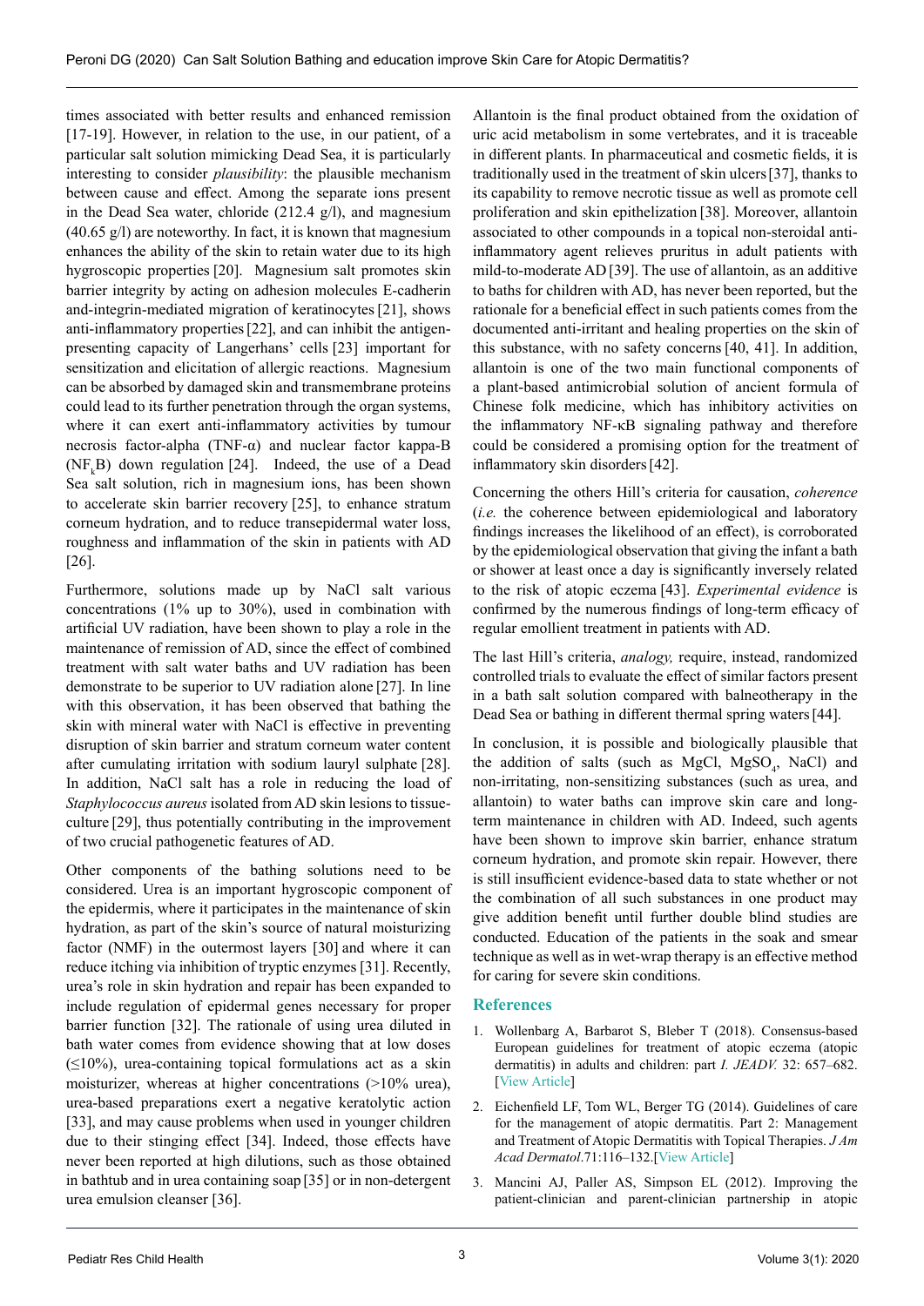times associated with better results and enhanced remission [17-19]. However, in relation to the use, in our patient, of a particular salt solution mimicking Dead Sea, it is particularly interesting to consider *plausibility*: the plausible mechanism between cause and effect. Among the separate ions present in the Dead Sea water, chloride (212.4 g/l), and magnesium (40.65 g/l) are noteworthy. In fact, it is known that magnesium enhances the ability of the skin to retain water due to its high hygroscopic properties [20]. Magnesium salt promotes skin barrier integrity by acting on adhesion molecules E-cadherin and-integrin-mediated migration of keratinocytes [21], shows anti-inflammatory properties [22], and can inhibit the antigen-presenting capacity of Langerhans' cells [23] important for sensitization and elicitation of allergic reactions. Magnesium can be absorbed by damaged skin and transmembrane proteins could lead to its further penetration through the organ systems, where it can exert anti-inflammatory activities by tumour necrosis factor-alpha (TNF-α) and nuclear factor kappa-B ($NF_kB$) down regulation [24]. Indeed, the use of a Dead Sea salt solution, rich in magnesium ions, has been shown to accelerate skin barrier recovery [25], to enhance stratum corneum hydration, and to reduce transepidermal water loss, roughness and inflammation of the skin in patients with AD [26].

Furthermore, solutions made up by NaCl salt various concentrations (1% up to 30%), used in combination with artificial UV radiation, have been shown to play a role in the maintenance of remission of AD, since the effect of combined treatment with salt water baths and UV radiation has been demonstrate to be superior to UV radiation alone [27]. In line with this observation, it has been observed that bathing the skin with mineral water with NaCl is effective in preventing disruption of skin barrier and stratum corneum water content after cumulating irritation with sodium lauryl sulphate [28]. In addition, NaCl salt has a role in reducing the load of *Staphylococcus aureus* isolated from AD skin lesions to tissue-culture [29], thus potentially contributing in the improvement of two crucial pathogenetic features of AD.

Other components of the bathing solutions need to be considered. Urea is an important hygroscopic component of the epidermis, where it participates in the maintenance of skin hydration, as part of the skin's source of natural moisturizing factor (NMF) in the outermost layers [30] and where it can reduce itching via inhibition of tryptic enzymes [31]. Recently, urea's role in skin hydration and repair has been expanded to include regulation of epidermal genes necessary for proper barrier function [32]. The rationale of using urea diluted in bath water comes from evidence showing that at low doses (≤10%), urea-containing topical formulations act as a skin moisturizer, whereas at higher concentrations (>10% urea), urea-based preparations exert a negative keratolytic action [33], and may cause problems when used in younger children due to their stinging effect [34]. Indeed, those effects have never been reported at high dilutions, such as those obtained in bathtub and in urea containing soap [35] or in non-detergent urea emulsion cleanser [36].

Allantoin is the final product obtained from the oxidation of uric acid metabolism in some vertebrates, and it is traceable in different plants. In pharmaceutical and cosmetic fields, it is traditionally used in the treatment of skin ulcers [37], thanks to its capability to remove necrotic tissue as well as promote cell proliferation and skin epithelization [38]. Moreover, allantoin associated to other compounds in a topical non-steroidal anti-inflammatory agent relieves pruritus in adult patients with mild-to-moderate AD [39]. The use of allantoin, as an additive to baths for children with AD, has never been reported, but the rationale for a beneficial effect in such patients comes from the documented anti-irritant and healing properties on the skin of this substance, with no safety concerns [40, 41]. In addition, allantoin is one of the two main functional components of a plant-based antimicrobial solution of ancient formula of Chinese folk medicine, which has inhibitory activities on the inflammatory NF-κB signaling pathway and therefore could be considered a promising option for the treatment of inflammatory skin disorders [42].

Concerning the others Hill's criteria for causation, *coherence* (*i.e.* the coherence between epidemiological and laboratory findings increases the likelihood of an effect), is corroborated by the epidemiological observation that giving the infant a bath or shower at least once a day is significantly inversely related to the risk of atopic eczema [43]. *Experimental evidence* is confirmed by the numerous findings of long-term efficacy of regular emollient treatment in patients with AD.

The last Hill's criteria, *analogy,* require, instead, randomized controlled trials to evaluate the effect of similar factors present in a bath salt solution compared with balneotherapy in the Dead Sea or bathing in different thermal spring waters [44].

In conclusion, it is possible and biologically plausible that the addition of salts (such as $MgCl$, $MgSO_4$, NaCl) and non-irritating, non-sensitizing substances (such as urea, and allantoin) to water baths can improve skin care and long-term maintenance in children with AD. Indeed, such agents have been shown to improve skin barrier, enhance stratum corneum hydration, and promote skin repair. However, there is still insufficient evidence-based data to state whether or not the combination of all such substances in one product may give addition benefit until further double blind studies are conducted. Education of the patients in the soak and smear technique as well as in wet-wrap therapy is an effective method for caring for severe skin conditions.

## References

1. Wollenbarg A, Barbarot S, Bleber T (2018). Consensus-based European guidelines for treatment of atopic eczema (atopic dermatitis) in adults and children: part *I. JEADV.* 32: 657–682. [View Article]
2. Eichenfield LF, Tom WL, Berger TG (2014). Guidelines of care for the management of atopic dermatitis. Part 2: Management and Treatment of Atopic Dermatitis with Topical Therapies. *J Am Acad Dermatol*.71:116–132.[View Article]
3. Mancini AJ, Paller AS, Simpson EL (2012). Improving the patient-clinician and parent-clinician partnership in atopic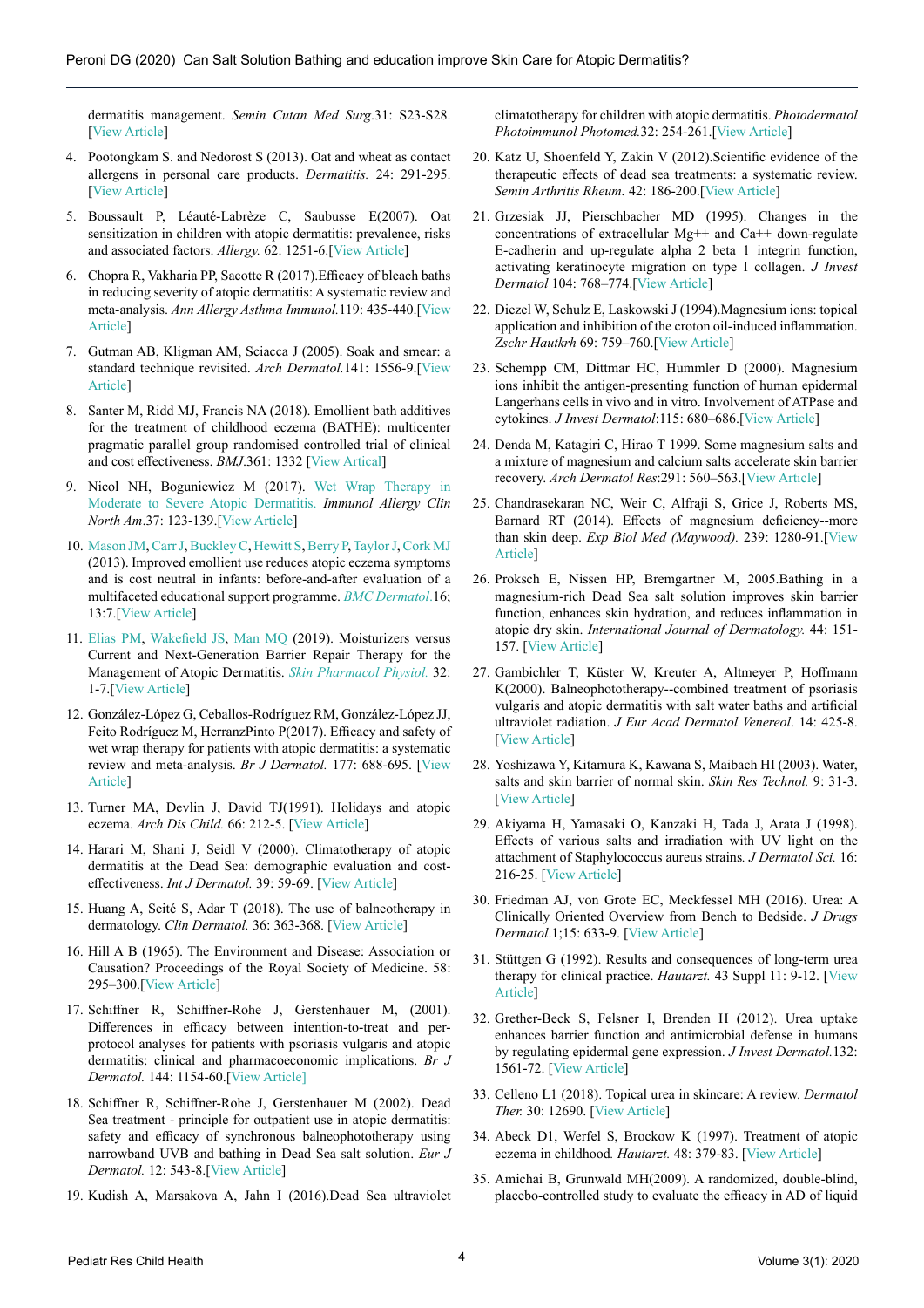dermatitis management. *Semin Cutan Med Surg*.31: S23-S28. [View Article]

4. Pootongkam S. and Nedorost S (2013). Oat and wheat as contact allergens in personal care products. *Dermatitis.* 24: 291-295. [View Article]

5. Boussault P, Léauté-Labrèze C, Saubusse E(2007). Oat sensitization in children with atopic dermatitis: prevalence, risks and associated factors. *Allergy.* 62: 1251-6.[View Article]

6. Chopra R, Vakharia PP, Sacotte R (2017).Efficacy of bleach baths in reducing severity of atopic dermatitis: A systematic review and meta-analysis. *Ann Allergy Asthma Immunol.*119: 435-440.[View Article]

7. Gutman AB, Kligman AM, Sciacca J (2005). Soak and smear: a standard technique revisited. *Arch Dermatol.*141: 1556-9.[View Article]

8. Santer M, Ridd MJ, Francis NA (2018). Emollient bath additives for the treatment of childhood eczema (BATHE): multicenter pragmatic parallel group randomised controlled trial of clinical and cost effectiveness. *BMJ*.361: 1332 [View Artical]

9. Nicol NH, Boguniewicz M (2017). Wet Wrap Therapy in Moderate to Severe Atopic Dermatitis. *Immunol Allergy Clin North Am*.37: 123-139.[View Article]

10. Mason JM, Carr J, Buckley C, Hewitt S, Berry P, Taylor J, Cork MJ (2013). Improved emollient use reduces atopic eczema symptoms and is cost neutral in infants: before-and-after evaluation of a multifaceted educational support programme. *BMC Dermatol.*16; 13:7.[View Article]

11. Elias PM, Wakefield JS, Man MQ (2019). Moisturizers versus Current and Next-Generation Barrier Repair Therapy for the Management of Atopic Dermatitis. *Skin Pharmacol Physiol.* 32: 1-7.[View Article]

12. González-López G, Ceballos-Rodríguez RM, González-López JJ, Feito Rodríguez M, HerranzPinto P(2017). Efficacy and safety of wet wrap therapy for patients with atopic dermatitis: a systematic review and meta-analysis. *Br J Dermatol.* 177: 688-695. [View Article]

13. Turner MA, Devlin J, David TJ(1991). Holidays and atopic eczema. *Arch Dis Child.* 66: 212-5. [View Article]

14. Harari M, Shani J, Seidl V (2000). Climatotherapy of atopic dermatitis at the Dead Sea: demographic evaluation and cost-effectiveness. *Int J Dermatol.* 39: 59-69. [View Article]

15. Huang A, Seité S, Adar T (2018). The use of balneotherapy in dermatology. *Clin Dermatol.* 36: 363-368. [View Article]

16. Hill A B (1965). The Environment and Disease: Association or Causation? Proceedings of the Royal Society of Medicine. 58: 295–300.[View Article]

17. Schiffner R, Schiffner-Rohe J, Gerstenhauer M, (2001). Differences in efficacy between intention-to-treat and per-protocol analyses for patients with psoriasis vulgaris and atopic dermatitis: clinical and pharmacoeconomic implications. *Br J Dermatol.* 144: 1154-60.[View Article]

18. Schiffner R, Schiffner-Rohe J, Gerstenhauer M (2002). Dead Sea treatment - principle for outpatient use in atopic dermatitis: safety and efficacy of synchronous balneophototherapy using narrowband UVB and bathing in Dead Sea salt solution. *Eur J Dermatol.* 12: 543-8.[View Article]

19. Kudish A, Marsakova A, Jahn I (2016).Dead Sea ultraviolet climatotherapy for children with atopic dermatitis. *Photodermatol Photoimmunol Photomed.*32: 254-261.[View Article]

20. Katz U, Shoenfeld Y, Zakin V (2012).Scientific evidence of the therapeutic effects of dead sea treatments: a systematic review. *Semin Arthritis Rheum.* 42: 186-200.[View Article]

21. Grzesiak JJ, Pierschbacher MD (1995). Changes in the concentrations of extracellular Mg++ and Ca++ down-regulate E-cadherin and up-regulate alpha 2 beta 1 integrin function, activating keratinocyte migration on type I collagen. *J Invest Dermatol* 104: 768–774.[View Article]

22. Diezel W, Schulz E, Laskowski J (1994).Magnesium ions: topical application and inhibition of the croton oil-induced inflammation. *Zschr Hautkrh* 69: 759–760.[View Article]

23. Schempp CM, Dittmar HC, Hummler D (2000). Magnesium ions inhibit the antigen-presenting function of human epidermal Langerhans cells in vivo and in vitro. Involvement of ATPase and cytokines. *J Invest Dermatol*:115: 680–686.[View Article]

24. Denda M, Katagiri C, Hirao T 1999. Some magnesium salts and a mixture of magnesium and calcium salts accelerate skin barrier recovery. *Arch Dermatol Res*:291: 560–563.[View Article]

25. Chandrasekaran NC, Weir C, Alfraji S, Grice J, Roberts MS, Barnard RT (2014). Effects of magnesium deficiency--more than skin deep. *Exp Biol Med (Maywood).* 239: 1280-91.[View Article]

26. Proksch E, Nissen HP, Bremgartner M, 2005.Bathing in a magnesium-rich Dead Sea salt solution improves skin barrier function, enhances skin hydration, and reduces inflammation in atopic dry skin. *International Journal of Dermatology.* 44: 151-157. [View Article]

27. Gambichler T, Küster W, Kreuter A, Altmeyer P, Hoffmann K(2000). Balneophototherapy--combined treatment of psoriasis vulgaris and atopic dermatitis with salt water baths and artificial ultraviolet radiation. *J Eur Acad Dermatol Venereol*. 14: 425-8. [View Article]

28. Yoshizawa Y, Kitamura K, Kawana S, Maibach HI (2003). Water, salts and skin barrier of normal skin. *Skin Res Technol.* 9: 31-3. [View Article]

29. Akiyama H, Yamasaki O, Kanzaki H, Tada J, Arata J (1998). Effects of various salts and irradiation with UV light on the attachment of Staphylococcus aureus strains*. J Dermatol Sci.* 16: 216-25. [View Article]

30. Friedman AJ, von Grote EC, Meckfessel MH (2016). Urea: A Clinically Oriented Overview from Bench to Bedside. *J Drugs Dermatol*.1;15: 633-9. [View Article]

31. Stüttgen G (1992). Results and consequences of long-term urea therapy for clinical practice. *Hautarzt.* 43 Suppl 11: 9-12. [View Article]

32. Grether-Beck S, Felsner I, Brenden H (2012). Urea uptake enhances barrier function and antimicrobial defense in humans by regulating epidermal gene expression. *J Invest Dermatol.*132: 1561-72. [View Article]

33. Celleno L1 (2018). Topical urea in skincare: A review. *Dermatol Ther.* 30: 12690. [View Article]

34. Abeck D1, Werfel S, Brockow K (1997). Treatment of atopic eczema in childhood*. Hautarzt.* 48: 379-83. [View Article]

35. Amichai B, Grunwald MH(2009). A randomized, double-blind, placebo-controlled study to evaluate the efficacy in AD of liquid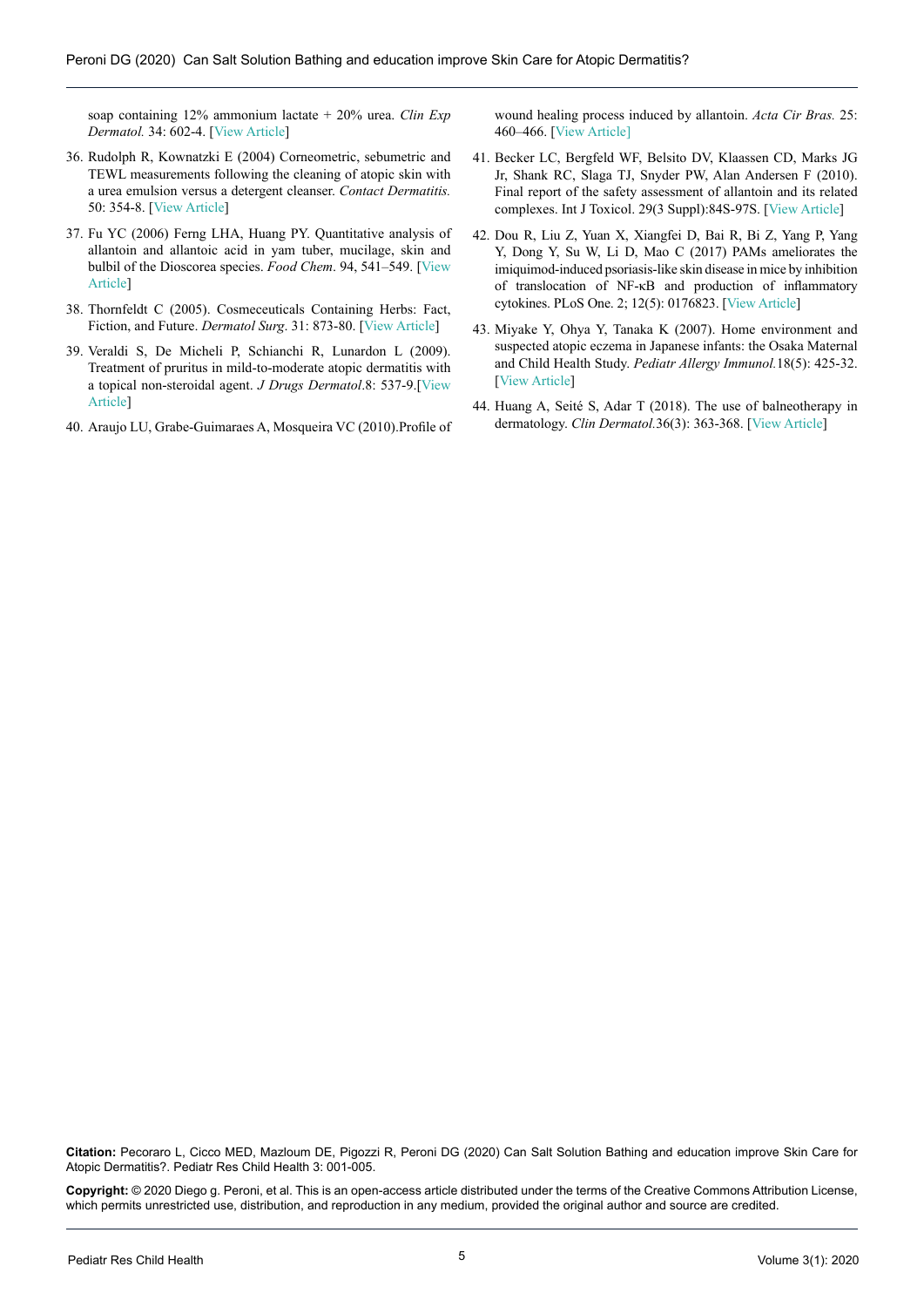soap containing 12% ammonium lactate + 20% urea. *Clin Exp Dermatol.* 34: 602-4. [View Article]

36. Rudolph R, Kownatzki E (2004) Corneometric, sebumetric and TEWL measurements following the cleaning of atopic skin with a urea emulsion versus a detergent cleanser. *Contact Dermatitis.* 50: 354-8. [View Article]
37. Fu YC (2006) Ferng LHA, Huang PY. Quantitative analysis of allantoin and allantoic acid in yam tuber, mucilage, skin and bulbil of the Dioscorea species. *Food Chem*. 94, 541–549. [View Article]
38. Thornfeldt C (2005). Cosmeceuticals Containing Herbs: Fact, Fiction, and Future. *Dermatol Surg*. 31: 873-80. [View Article]
39. Veraldi S, De Micheli P, Schianchi R, Lunardon L (2009). Treatment of pruritus in mild-to-moderate atopic dermatitis with a topical non-steroidal agent. *J Drugs Dermatol*.8: 537-9.[View Article]
40. Araujo LU, Grabe-Guimaraes A, Mosqueira VC (2010).Profile of wound healing process induced by allantoin. *Acta Cir Bras.* 25: 460–466. [View Article]
41. Becker LC, Bergfeld WF, Belsito DV, Klaassen CD, Marks JG Jr, Shank RC, Slaga TJ, Snyder PW, Alan Andersen F (2010). Final report of the safety assessment of allantoin and its related complexes. Int J Toxicol. 29(3 Suppl):84S-97S. [View Article]
42. Dou R, Liu Z, Yuan X, Xiangfei D, Bai R, Bi Z, Yang P, Yang Y, Dong Y, Su W, Li D, Mao C (2017) PAMs ameliorates the imiquimod-induced psoriasis-like skin disease in mice by inhibition of translocation of NF-κB and production of inflammatory cytokines. PLoS One. 2; 12(5): 0176823. [View Article]
43. Miyake Y, Ohya Y, Tanaka K (2007). Home environment and suspected atopic eczema in Japanese infants: the Osaka Maternal and Child Health Study. *Pediatr Allergy Immunol.*18(5): 425-32. [View Article]
44. Huang A, Seité S, Adar T (2018). The use of balneotherapy in dermatology. *Clin Dermatol.*36(3): 363-368. [View Article]

**Citation:** Pecoraro L, Cicco MED, Mazloum DE, Pigozzi R, Peroni DG (2020) Can Salt Solution Bathing and education improve Skin Care for Atopic Dermatitis?. Pediatr Res Child Health 3: 001-005.

**Copyright:** © 2020 Diego g. Peroni, et al. This is an open-access article distributed under the terms of the Creative Commons Attribution License, which permits unrestricted use, distribution, and reproduction in any medium, provided the original author and source are credited.